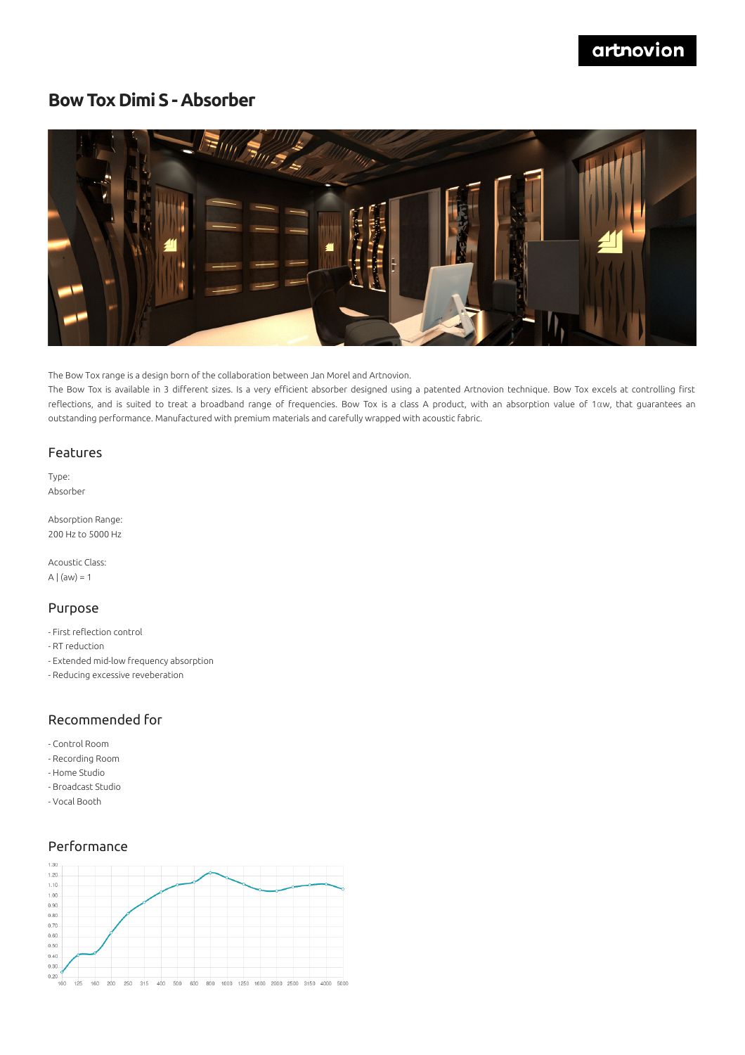# Bow Tox Dimi S - Absorber

The Bow Tox range is a design born of the collaboration between Jan Morel and Artnovion.

The Bow Tox is available in 3 different sizes. Is a very efficient absorber designed using a patented Artnovion technique. Bow Tox excels at controlling first reflections, and is suited to treat a broadband range of frequencies. Bow Tox is a class A product, with an absorption value of 1αw, that guarantees an outstanding performance. Manufactured with premium materials and carefully wrapped with acoustic fabric.

## Features

Type:
Absorber

Absorption Range:
200 Hz to 5000 Hz

Acoustic Class:
A | (aw) = 1

## Purpose

- First reflection control
- RT reduction
- Extended mid-low frequency absorption
- Reducing excessive reveberation

## Recommended for

- Control Room
- Recording Room
- Home Studio
- Broadcast Studio
- Vocal Booth

## Performance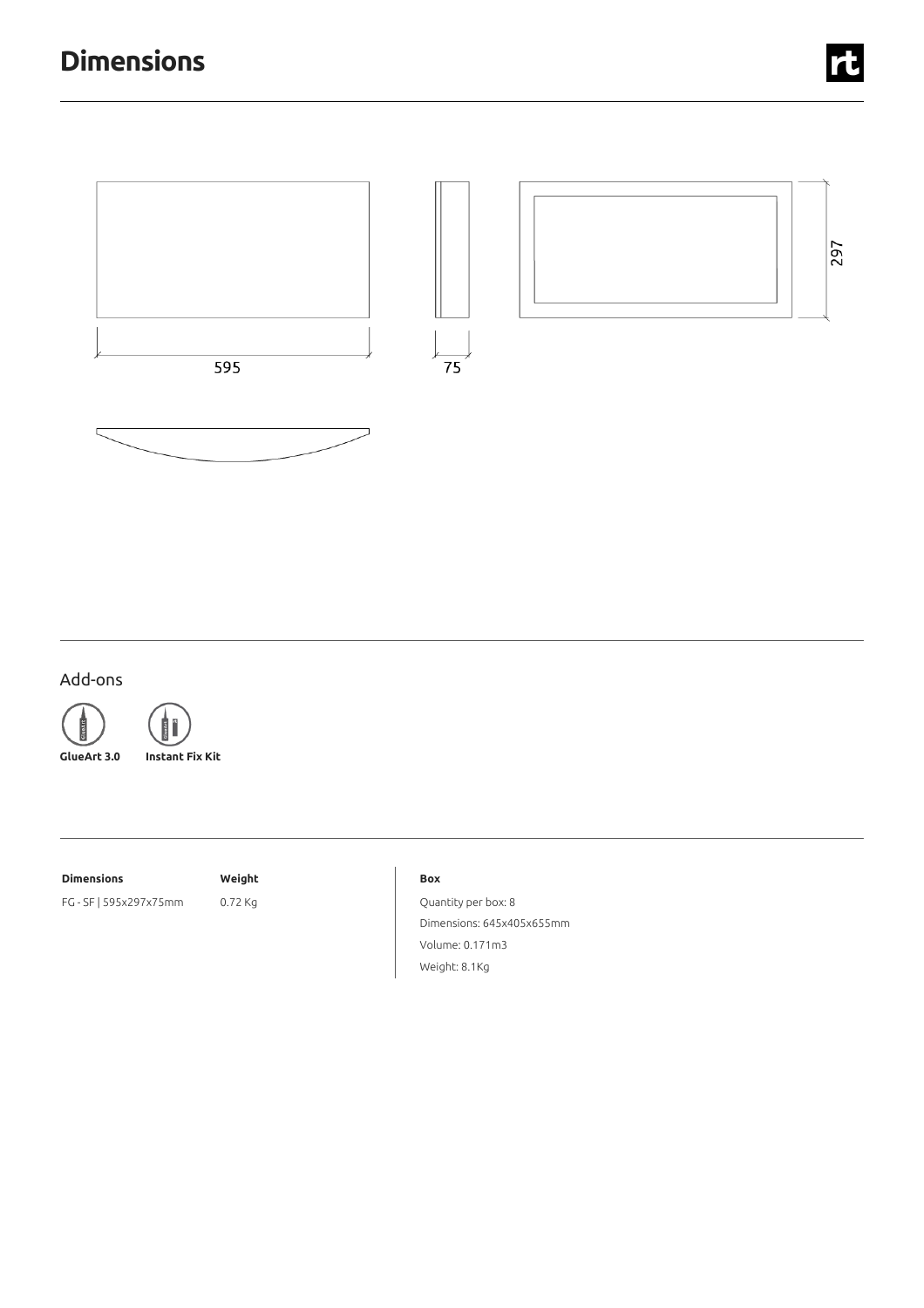# Dimensions

595

75

297

## Add-ons

**GlueArt 3.0**

**Instant Fix Kit**

| Dimensions | Weight |
|---|---|
| FG - SF \| 595x297x75mm | 0.72 Kg |

**Box**

Quantity per box: 8

Dimensions: 645x405x655mm

Volume: 0.171m3

Weight: 8.1Kg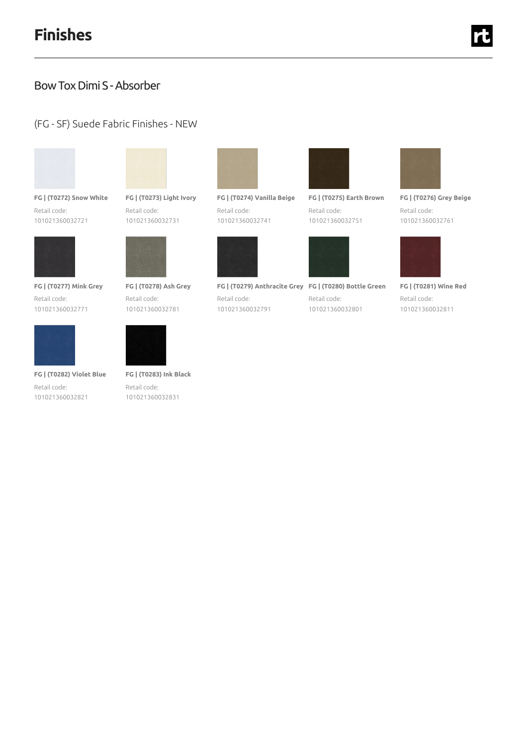# Finishes

## Bow Tox Dimi S - Absorber

### (FG - SF) Suede Fabric Finishes - NEW

**FG | (T0272) Snow White**
Retail code:
101021360032721

**FG | (T0273) Light Ivory**
Retail code:
101021360032731

**FG | (T0274) Vanilla Beige**
Retail code:
101021360032741

**FG | (T0275) Earth Brown**
Retail code:
101021360032751

**FG | (T0276) Grey Beige**
Retail code:
101021360032761

**FG | (T0277) Mink Grey**
Retail code:
101021360032771

**FG | (T0278) Ash Grey**
Retail code:
101021360032781

**FG | (T0279) Anthracite Grey**
Retail code:
101021360032791

**FG | (T0280) Bottle Green**
Retail code:
101021360032801

**FG | (T0281) Wine Red**
Retail code:
101021360032811

**FG | (T0282) Violet Blue**
Retail code:
101021360032821

**FG | (T0283) Ink Black**
Retail code:
101021360032831